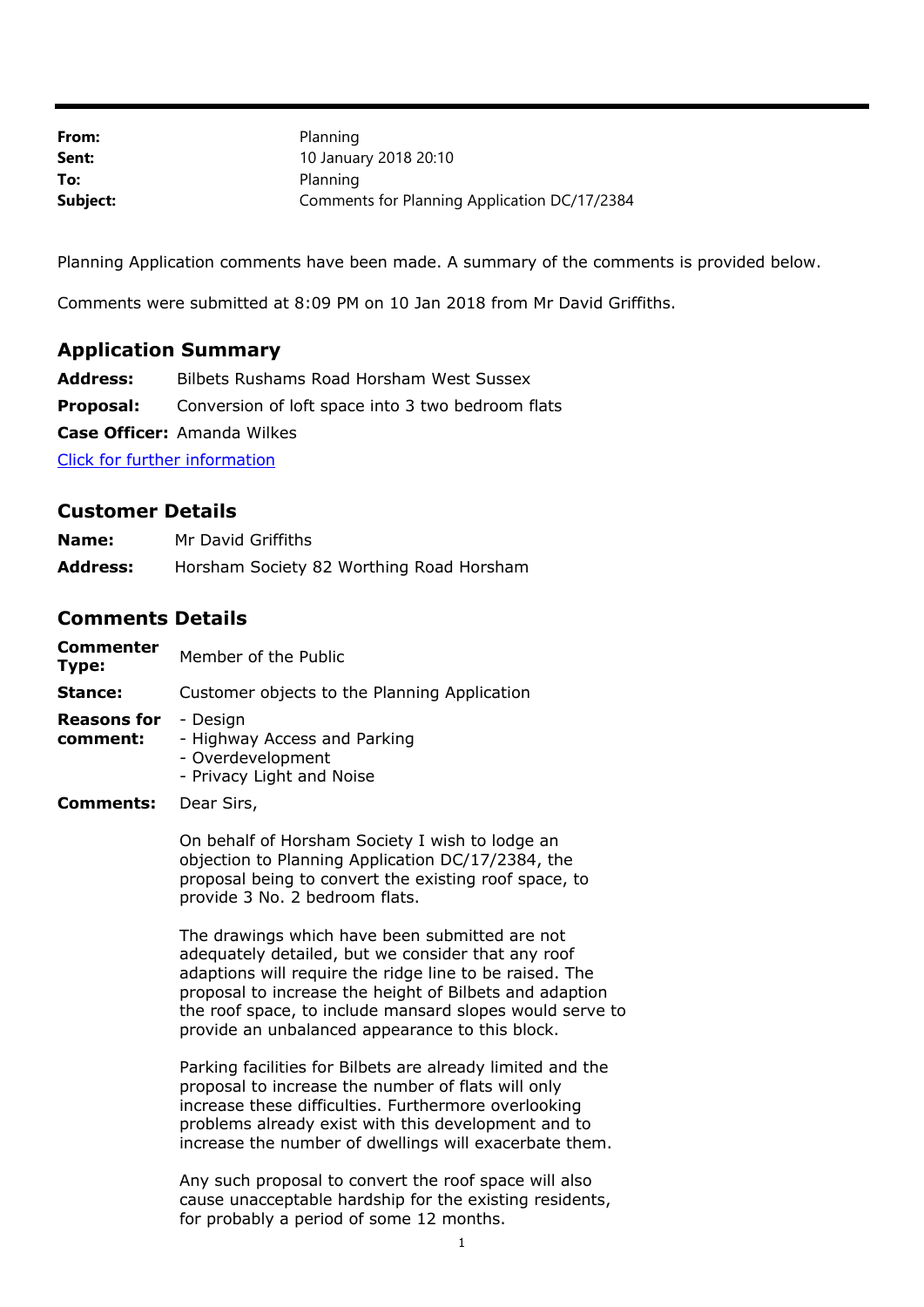| | |
|---|---|
| **From:** | Planning |
| **Sent:** | 10 January 2018 20:10 |
| **To:** | Planning |
| **Subject:** | Comments for Planning Application DC/17/2384 |

Planning Application comments have been made. A summary of the comments is provided below.

Comments were submitted at 8:09 PM on 10 Jan 2018 from Mr David Griffiths.

## Application Summary

| | |
|---|---|
| **Address:** | Bilbets Rushams Road Horsham West Sussex |
| **Proposal:** | Conversion of loft space into 3 two bedroom flats |
| **Case Officer:** | Amanda Wilkes |

Click for further information

## Customer Details

| | |
|---|---|
| **Name:** | Mr David Griffiths |
| **Address:** | Horsham Society 82 Worthing Road Horsham |

## Comments Details

**Commenter Type:** Member of the Public

**Stance:** Customer objects to the Planning Application

**Reasons for comment:**
- Design
- Highway Access and Parking
- Overdevelopment
- Privacy Light and Noise

**Comments:** Dear Sirs,

On behalf of Horsham Society I wish to lodge an objection to Planning Application DC/17/2384, the proposal being to convert the existing roof space, to provide 3 No. 2 bedroom flats.

The drawings which have been submitted are not adequately detailed, but we consider that any roof adaptions will require the ridge line to be raised. The proposal to increase the height of Bilbets and adaption the roof space, to include mansard slopes would serve to provide an unbalanced appearance to this block.

Parking facilities for Bilbets are already limited and the proposal to increase the number of flats will only increase these difficulties. Furthermore overlooking problems already exist with this development and to increase the number of dwellings will exacerbate them.

Any such proposal to convert the roof space will also cause unacceptable hardship for the existing residents, for probably a period of some 12 months.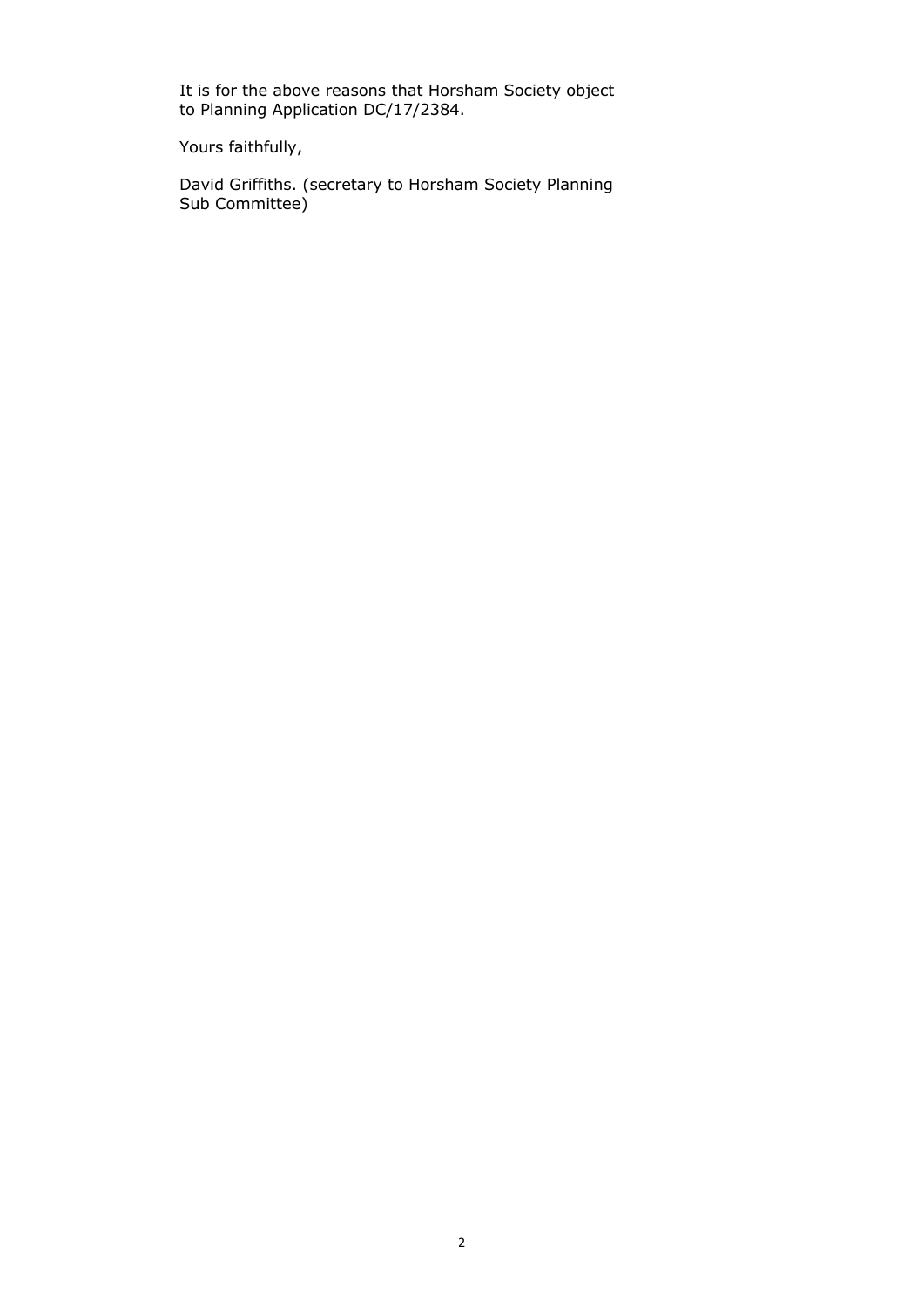It is for the above reasons that Horsham Society object to Planning Application DC/17/2384.

Yours faithfully,

David Griffiths. (secretary to Horsham Society Planning Sub Committee)